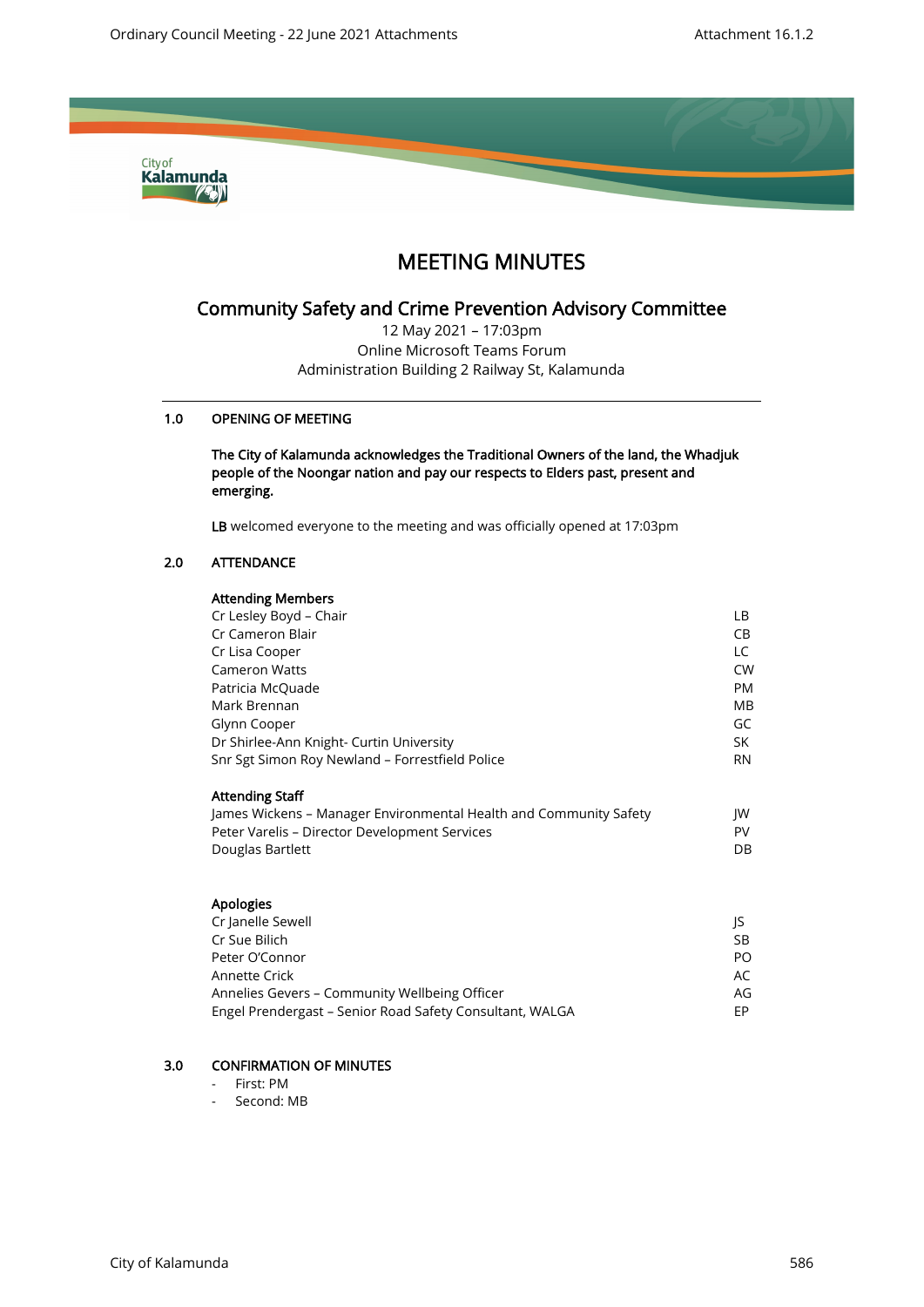# MEETING MINUTES

## Community Safety and Crime Prevention Advisory Committee

12 May 2021 – 17:03pm
Online Microsoft Teams Forum
Administration Building 2 Railway St, Kalamunda

---

### 1.0 OPENING OF MEETING

**The City of Kalamunda acknowledges the Traditional Owners of the land, the Whadjuk people of the Noongar nation and pay our respects to Elders past, present and emerging.**

**LB** welcomed everyone to the meeting and was officially opened at 17:03pm

### 2.0 ATTENDANCE

**Attending Members**

| | |
|---|---|
| Cr Lesley Boyd – Chair | LB |
| Cr Cameron Blair | CB |
| Cr Lisa Cooper | LC |
| Cameron Watts | CW |
| Patricia McQuade | PM |
| Mark Brennan | MB |
| Glynn Cooper | GC |
| Dr Shirlee-Ann Knight- Curtin University | SK |
| Snr Sgt Simon Roy Newland – Forrestfield Police | RN |

**Attending Staff**

| | |
|---|---|
| James Wickens – Manager Environmental Health and Community Safety | JW |
| Peter Varelis – Director Development Services | PV |
| Douglas Bartlett | DB |

**Apologies**

| | |
|---|---|
| Cr Janelle Sewell | JS |
| Cr Sue Bilich | SB |
| Peter O'Connor | PO |
| Annette Crick | AC |
| Annelies Gevers – Community Wellbeing Officer | AG |
| Engel Prendergast – Senior Road Safety Consultant, WALGA | EP |

### 3.0 CONFIRMATION OF MINUTES

- First: PM
- Second: MB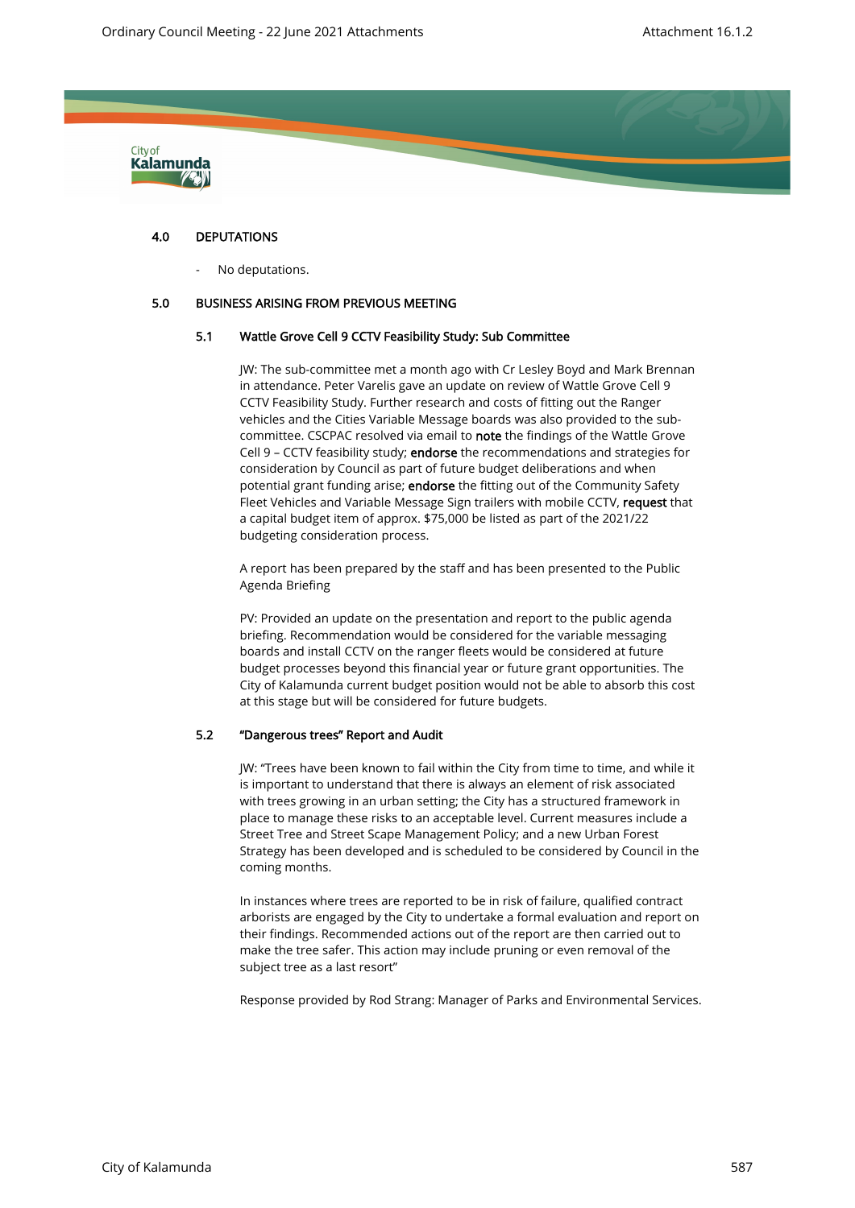## 4.0 DEPUTATIONS

- No deputations.

## 5.0 BUSINESS ARISING FROM PREVIOUS MEETING

### 5.1 Wattle Grove Cell 9 CCTV Feasibility Study: Sub Committee

JW: The sub-committee met a month ago with Cr Lesley Boyd and Mark Brennan in attendance. Peter Varelis gave an update on review of Wattle Grove Cell 9 CCTV Feasibility Study. Further research and costs of fitting out the Ranger vehicles and the Cities Variable Message boards was also provided to the sub-committee. CSCPAC resolved via email to **note** the findings of the Wattle Grove Cell 9 – CCTV feasibility study; **endorse** the recommendations and strategies for consideration by Council as part of future budget deliberations and when potential grant funding arise; **endorse** the fitting out of the Community Safety Fleet Vehicles and Variable Message Sign trailers with mobile CCTV, **request** that a capital budget item of approx. $75,000 be listed as part of the 2021/22 budgeting consideration process.

A report has been prepared by the staff and has been presented to the Public Agenda Briefing

PV: Provided an update on the presentation and report to the public agenda briefing. Recommendation would be considered for the variable messaging boards and install CCTV on the ranger fleets would be considered at future budget processes beyond this financial year or future grant opportunities. The City of Kalamunda current budget position would not be able to absorb this cost at this stage but will be considered for future budgets.

### 5.2 "Dangerous trees" Report and Audit

JW: "Trees have been known to fail within the City from time to time, and while it is important to understand that there is always an element of risk associated with trees growing in an urban setting; the City has a structured framework in place to manage these risks to an acceptable level. Current measures include a Street Tree and Street Scape Management Policy; and a new Urban Forest Strategy has been developed and is scheduled to be considered by Council in the coming months.

In instances where trees are reported to be in risk of failure, qualified contract arborists are engaged by the City to undertake a formal evaluation and report on their findings. Recommended actions out of the report are then carried out to make the tree safer. This action may include pruning or even removal of the subject tree as a last resort"

Response provided by Rod Strang: Manager of Parks and Environmental Services.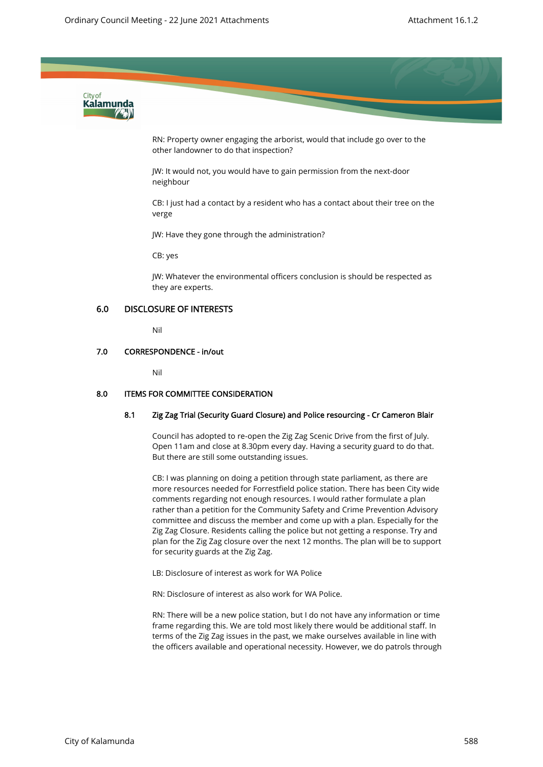RN: Property owner engaging the arborist, would that include go over to the other landowner to do that inspection?

JW: It would not, you would have to gain permission from the next-door neighbour

CB: I just had a contact by a resident who has a contact about their tree on the verge

JW: Have they gone through the administration?

CB: yes

JW: Whatever the environmental officers conclusion is should be respected as they are experts.

## 6.0 DISCLOSURE OF INTERESTS

Nil

## 7.0 CORRESPONDENCE - in/out

Nil

## 8.0 ITEMS FOR COMMITTEE CONSIDERATION

### 8.1 Zig Zag Trial (Security Guard Closure) and Police resourcing - Cr Cameron Blair

Council has adopted to re-open the Zig Zag Scenic Drive from the first of July. Open 11am and close at 8.30pm every day. Having a security guard to do that. But there are still some outstanding issues.

CB: I was planning on doing a petition through state parliament, as there are more resources needed for Forrestfield police station. There has been City wide comments regarding not enough resources. I would rather formulate a plan rather than a petition for the Community Safety and Crime Prevention Advisory committee and discuss the member and come up with a plan. Especially for the Zig Zag Closure. Residents calling the police but not getting a response. Try and plan for the Zig Zag closure over the next 12 months. The plan will be to support for security guards at the Zig Zag.

LB: Disclosure of interest as work for WA Police

RN: Disclosure of interest as also work for WA Police.

RN: There will be a new police station, but I do not have any information or time frame regarding this. We are told most likely there would be additional staff. In terms of the Zig Zag issues in the past, we make ourselves available in line with the officers available and operational necessity. However, we do patrols through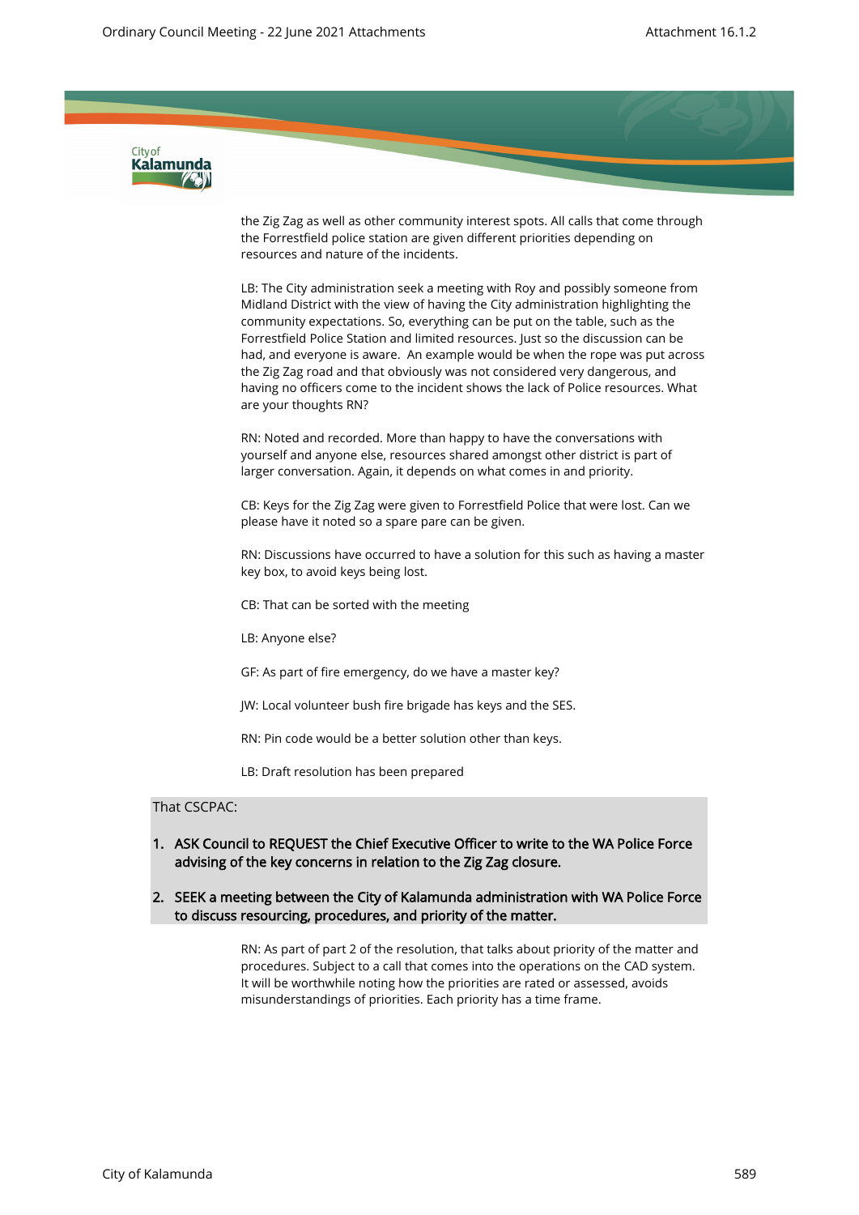the Zig Zag as well as other community interest spots. All calls that come through the Forrestfield police station are given different priorities depending on resources and nature of the incidents.

LB: The City administration seek a meeting with Roy and possibly someone from Midland District with the view of having the City administration highlighting the community expectations. So, everything can be put on the table, such as the Forrestfield Police Station and limited resources. Just so the discussion can be had, and everyone is aware. An example would be when the rope was put across the Zig Zag road and that obviously was not considered very dangerous, and having no officers come to the incident shows the lack of Police resources. What are your thoughts RN?

RN: Noted and recorded. More than happy to have the conversations with yourself and anyone else, resources shared amongst other district is part of larger conversation. Again, it depends on what comes in and priority.

CB: Keys for the Zig Zag were given to Forrestfield Police that were lost. Can we please have it noted so a spare pare can be given.

RN: Discussions have occurred to have a solution for this such as having a master key box, to avoid keys being lost.

CB: That can be sorted with the meeting

LB: Anyone else?

GF: As part of fire emergency, do we have a master key?

JW: Local volunteer bush fire brigade has keys and the SES.

RN: Pin code would be a better solution other than keys.

LB: Draft resolution has been prepared

That CSCPAC:

1. **ASK Council to REQUEST the Chief Executive Officer to write to the WA Police Force advising of the key concerns in relation to the Zig Zag closure.**
2. **SEEK a meeting between the City of Kalamunda administration with WA Police Force to discuss resourcing, procedures, and priority of the matter.**

RN: As part of part 2 of the resolution, that talks about priority of the matter and procedures. Subject to a call that comes into the operations on the CAD system. It will be worthwhile noting how the priorities are rated or assessed, avoids misunderstandings of priorities. Each priority has a time frame.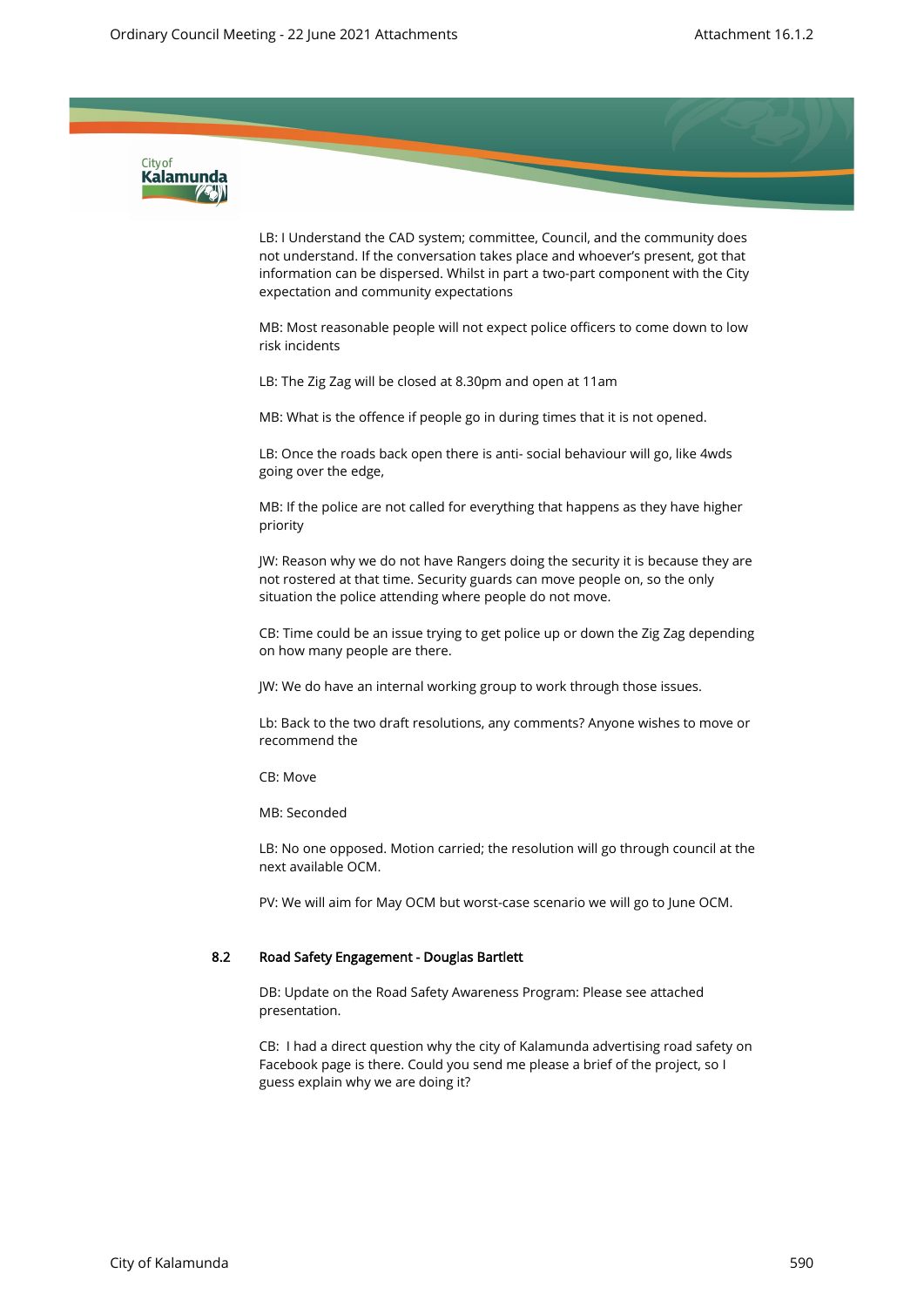LB: I Understand the CAD system; committee, Council, and the community does not understand. If the conversation takes place and whoever's present, got that information can be dispersed. Whilst in part a two-part component with the City expectation and community expectations

MB: Most reasonable people will not expect police officers to come down to low risk incidents

LB: The Zig Zag will be closed at 8.30pm and open at 11am

MB: What is the offence if people go in during times that it is not opened.

LB: Once the roads back open there is anti- social behaviour will go, like 4wds going over the edge,

MB: If the police are not called for everything that happens as they have higher priority

JW: Reason why we do not have Rangers doing the security it is because they are not rostered at that time. Security guards can move people on, so the only situation the police attending where people do not move.

CB: Time could be an issue trying to get police up or down the Zig Zag depending on how many people are there.

JW: We do have an internal working group to work through those issues.

Lb: Back to the two draft resolutions, any comments? Anyone wishes to move or recommend the

CB: Move

MB: Seconded

LB: No one opposed. Motion carried; the resolution will go through council at the next available OCM.

PV: We will aim for May OCM but worst-case scenario we will go to June OCM.

### 8.2 Road Safety Engagement - Douglas Bartlett

DB: Update on the Road Safety Awareness Program: Please see attached presentation.

CB: I had a direct question why the city of Kalamunda advertising road safety on Facebook page is there. Could you send me please a brief of the project, so I guess explain why we are doing it?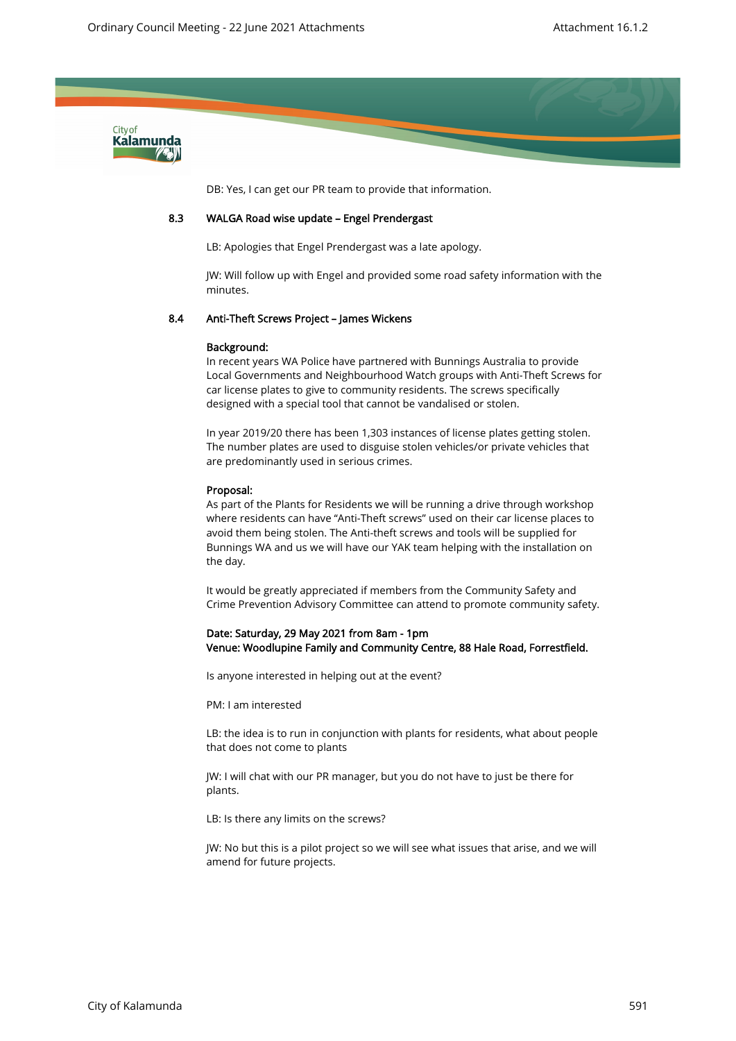DB: Yes, I can get our PR team to provide that information.

### 8.3 WALGA Road wise update – Engel Prendergast

LB: Apologies that Engel Prendergast was a late apology.

JW: Will follow up with Engel and provided some road safety information with the minutes.

### 8.4 Anti-Theft Screws Project – James Wickens

**Background:**
In recent years WA Police have partnered with Bunnings Australia to provide Local Governments and Neighbourhood Watch groups with Anti-Theft Screws for car license plates to give to community residents. The screws specifically designed with a special tool that cannot be vandalised or stolen.

In year 2019/20 there has been 1,303 instances of license plates getting stolen. The number plates are used to disguise stolen vehicles/or private vehicles that are predominantly used in serious crimes.

**Proposal:**
As part of the Plants for Residents we will be running a drive through workshop where residents can have "Anti-Theft screws" used on their car license places to avoid them being stolen. The Anti-theft screws and tools will be supplied for Bunnings WA and us we will have our YAK team helping with the installation on the day.

It would be greatly appreciated if members from the Community Safety and Crime Prevention Advisory Committee can attend to promote community safety.

**Date: Saturday, 29 May 2021 from 8am - 1pm**
**Venue: Woodlupine Family and Community Centre, 88 Hale Road, Forrestfield.**

Is anyone interested in helping out at the event?

PM: I am interested

LB: the idea is to run in conjunction with plants for residents, what about people that does not come to plants

JW: I will chat with our PR manager, but you do not have to just be there for plants.

LB: Is there any limits on the screws?

JW: No but this is a pilot project so we will see what issues that arise, and we will amend for future projects.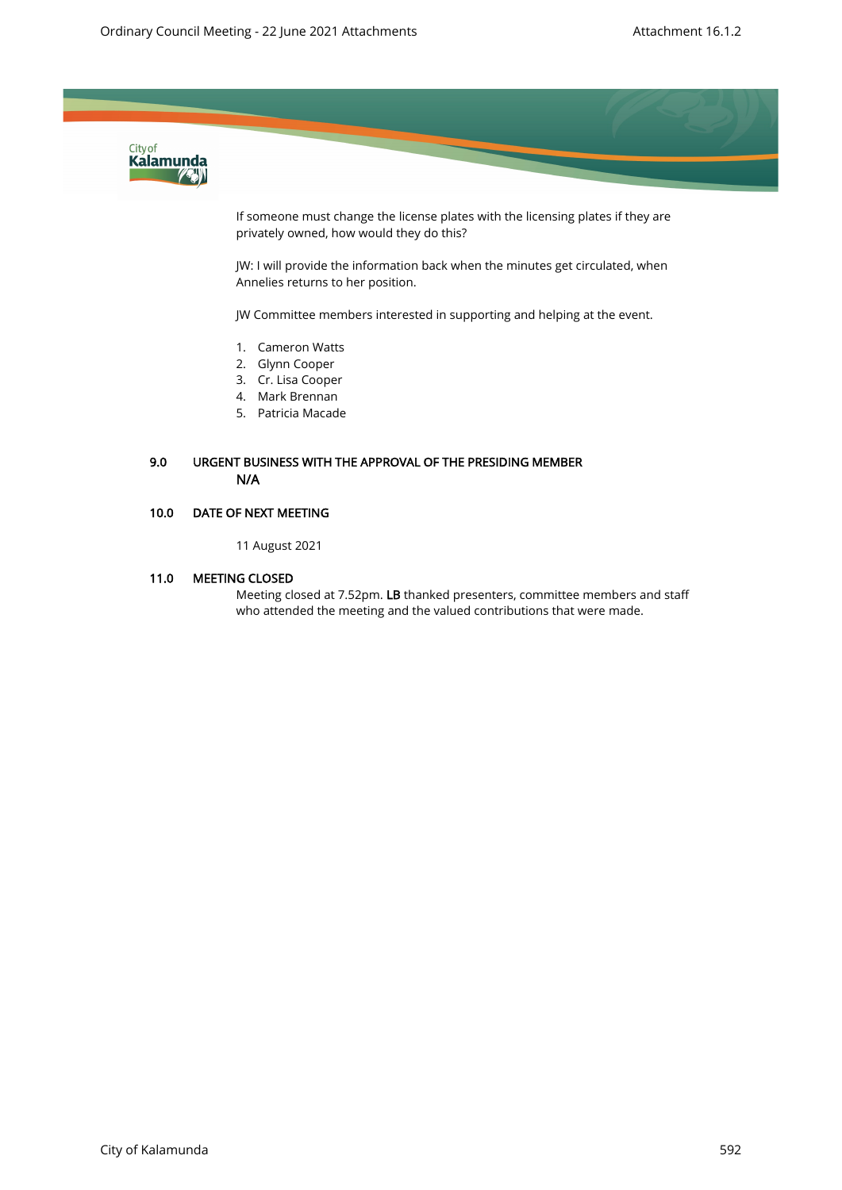If someone must change the license plates with the licensing plates if they are privately owned, how would they do this?

JW: I will provide the information back when the minutes get circulated, when Annelies returns to her position.

JW Committee members interested in supporting and helping at the event.

1. Cameron Watts
2. Glynn Cooper
3. Cr. Lisa Cooper
4. Mark Brennan
5. Patricia Macade

## 9.0 URGENT BUSINESS WITH THE APPROVAL OF THE PRESIDING MEMBER

N/A

## 10.0 DATE OF NEXT MEETING

11 August 2021

## 11.0 MEETING CLOSED

Meeting closed at 7.52pm. **LB** thanked presenters, committee members and staff who attended the meeting and the valued contributions that were made.